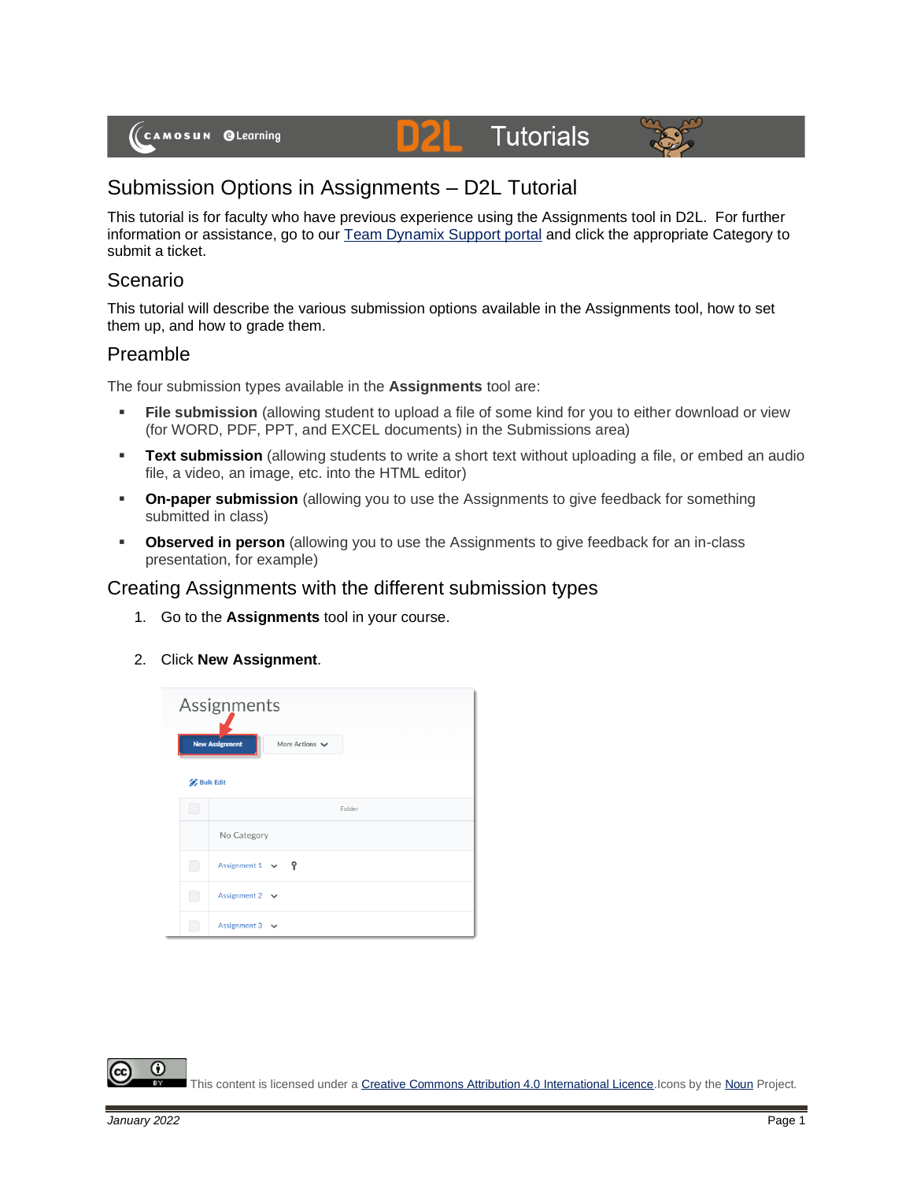# Submission Options in Assignments – D2L Tutorial

This tutorial is for faculty who have previous experience using the Assignments tool in D2L. For further information or assistance, go to our [Team Dynamix Support portal] and click the appropriate Category to submit a ticket.

## Scenario

This tutorial will describe the various submission options available in the Assignments tool, how to set them up, and how to grade them.

## Preamble

The four submission types available in the **Assignments** tool are:

- **File submission** (allowing student to upload a file of some kind for you to either download or view (for WORD, PDF, PPT, and EXCEL documents) in the Submissions area)
- **Text submission** (allowing students to write a short text without uploading a file, or embed an audio file, a video, an image, etc. into the HTML editor)
- **On-paper submission** (allowing you to use the Assignments to give feedback for something submitted in class)
- **Observed in person** (allowing you to use the Assignments to give feedback for an in-class presentation, for example)

## Creating Assignments with the different submission types

1. Go to the **Assignments** tool in your course.

2. Click **New Assignment**.

This content is licensed under a Creative Commons Attribution 4.0 International Licence. Icons by the Noun Project.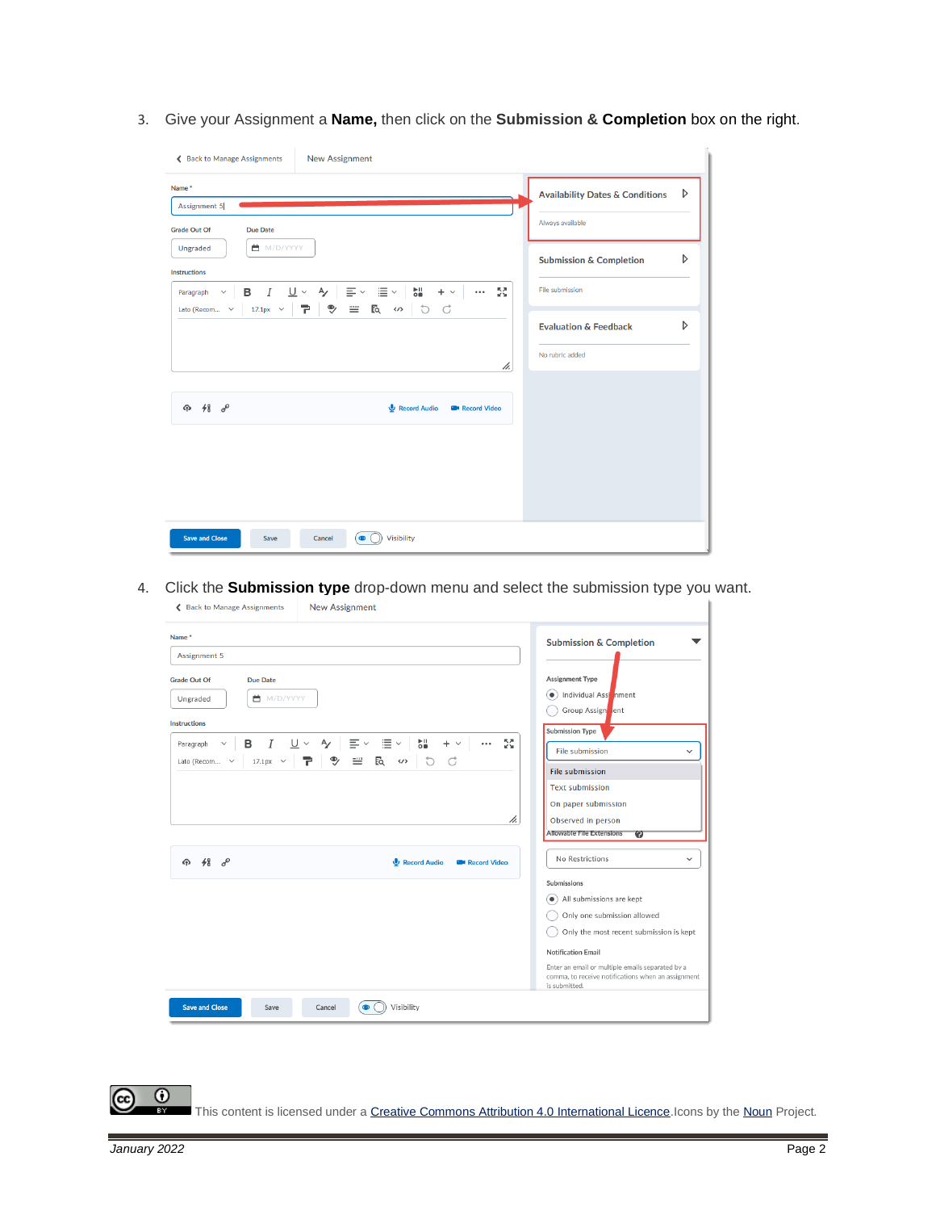3. Give your Assignment a **Name,** then click on the **Submission & Completion** box on the right.

4. Click the **Submission type** drop-down menu and select the submission type you want.

This content is licensed under a [Creative Commons Attribution 4.0 International Licence](). Icons by the [Noun]() Project.

*January 2022*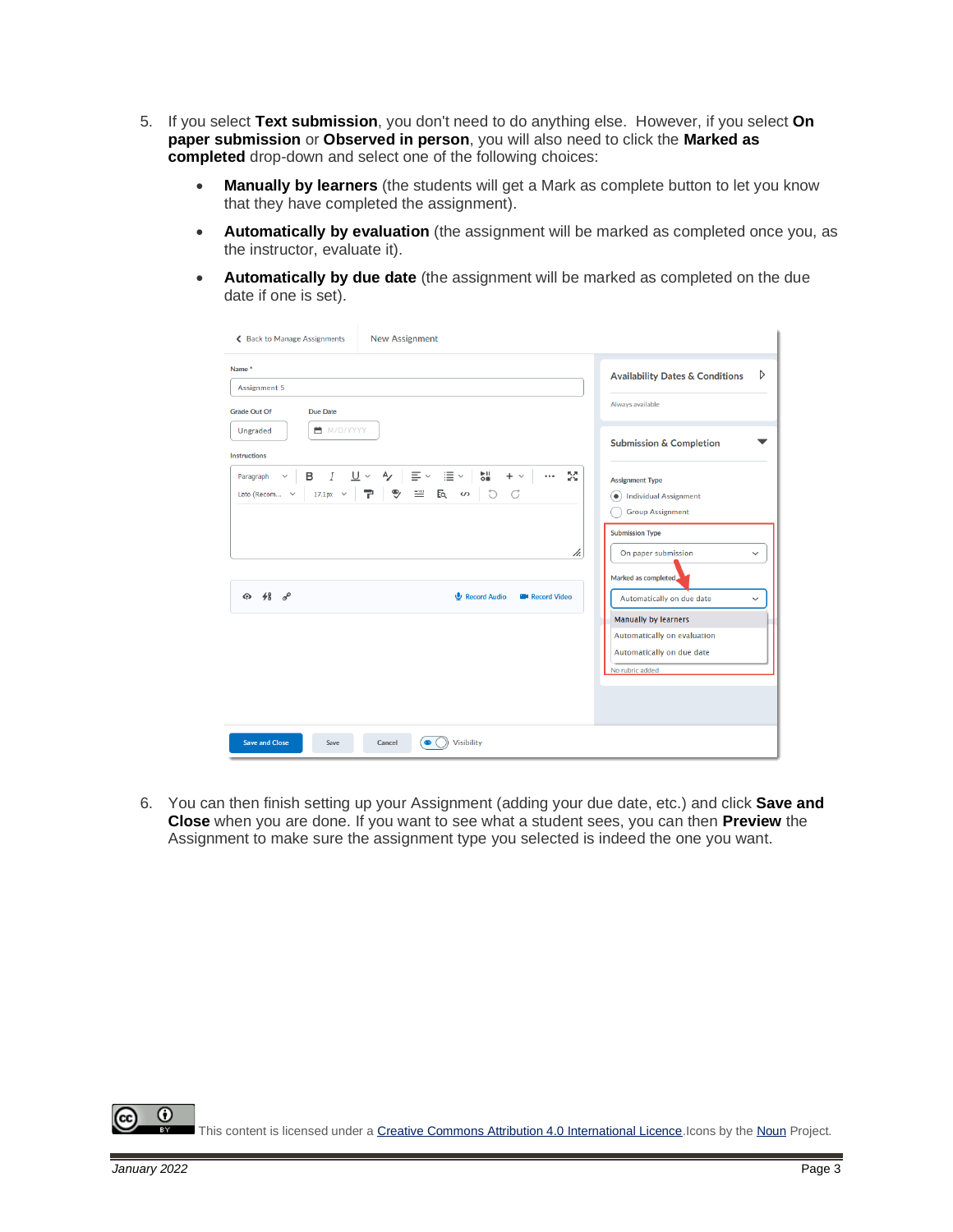5. If you select **Text submission**, you don't need to do anything else. However, if you select **On paper submission** or **Observed in person**, you will also need to click the **Marked as completed** drop-down and select one of the following choices:

   - **Manually by learners** (the students will get a Mark as complete button to let you know that they have completed the assignment).
   - **Automatically by evaluation** (the assignment will be marked as completed once you, as the instructor, evaluate it).
   - **Automatically by due date** (the assignment will be marked as completed on the due date if one is set).

6. You can then finish setting up your Assignment (adding your due date, etc.) and click **Save and Close** when you are done. If you want to see what a student sees, you can then **Preview** the Assignment to make sure the assignment type you selected is indeed the one you want.

This content is licensed under a Creative Commons Attribution 4.0 International Licence. Icons by the Noun Project.

January 2022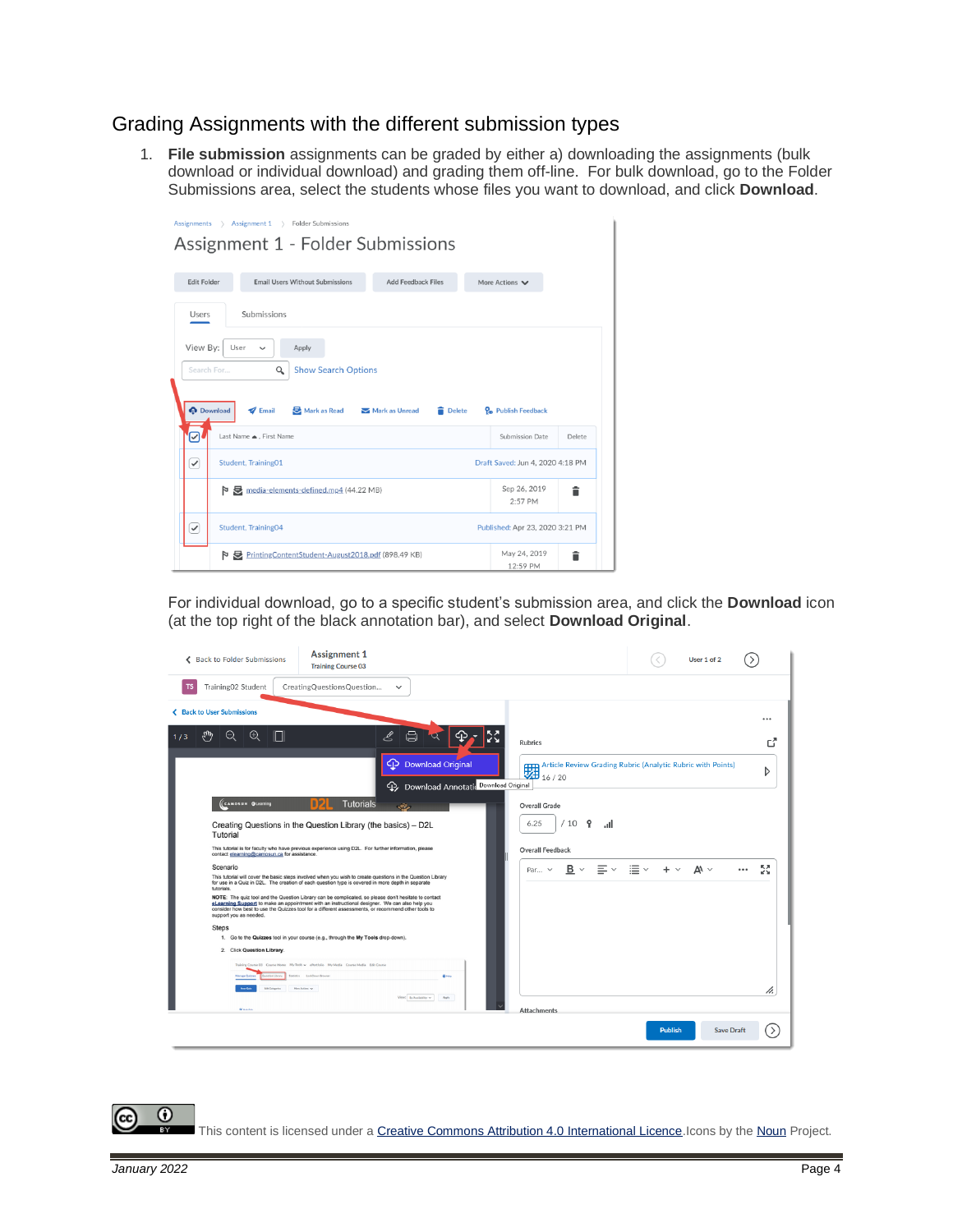## Grading Assignments with the different submission types

1. **File submission** assignments can be graded by either a) downloading the assignments (bulk download or individual download) and grading them off-line. For bulk download, go to the Folder Submissions area, select the students whose files you want to download, and click **Download**.

   For individual download, go to a specific student's submission area, and click the **Download** icon (at the top right of the black annotation bar), and select **Download Original**.

This content is licensed under a Creative Commons Attribution 4.0 International Licence. Icons by the Noun Project.

January 2022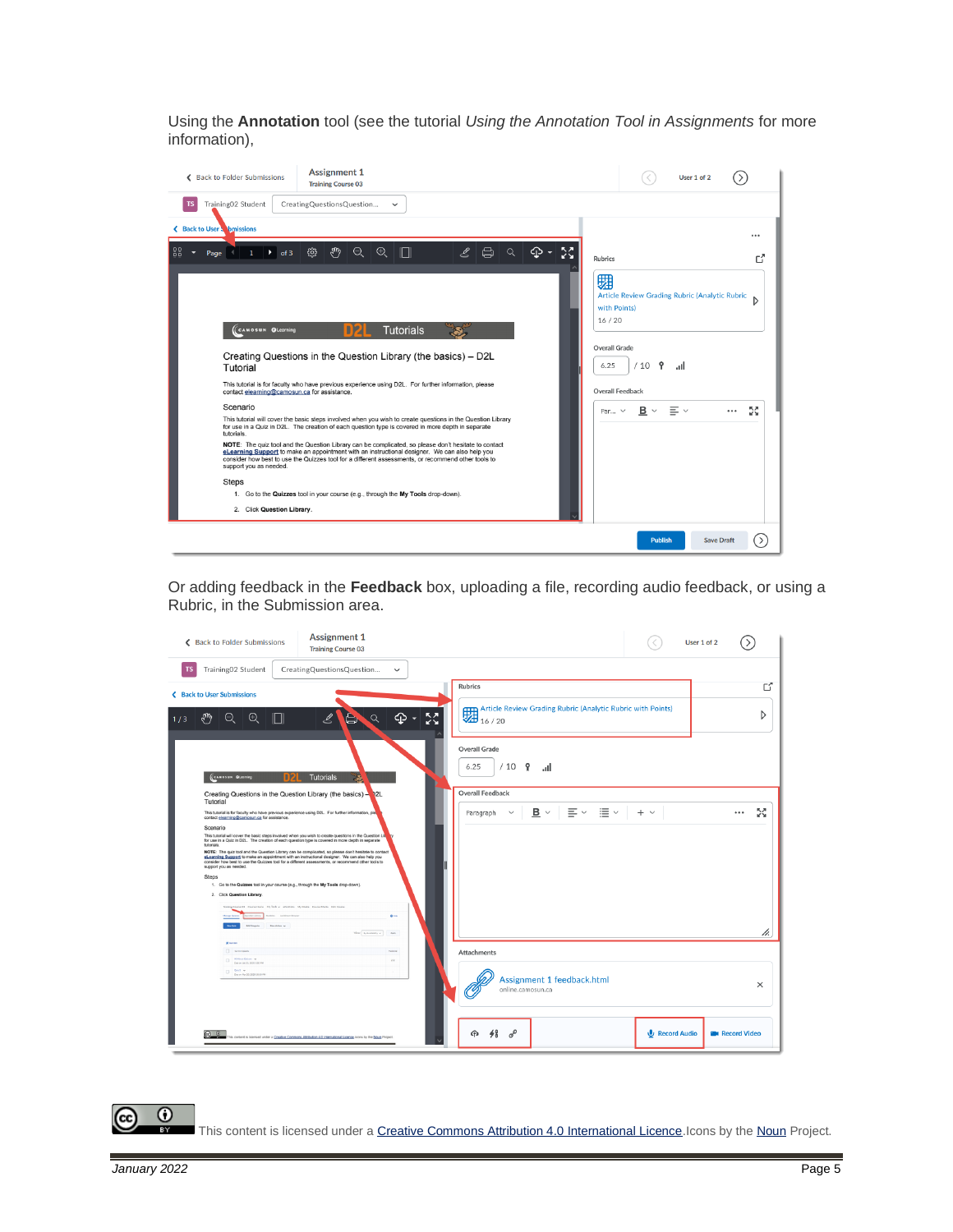Using the **Annotation** tool (see the tutorial *Using the Annotation Tool in Assignments* for more information),

Or adding feedback in the **Feedback** box, uploading a file, recording audio feedback, or using a Rubric, in the Submission area.

This content is licensed under a Creative Commons Attribution 4.0 International Licence. Icons by the Noun Project.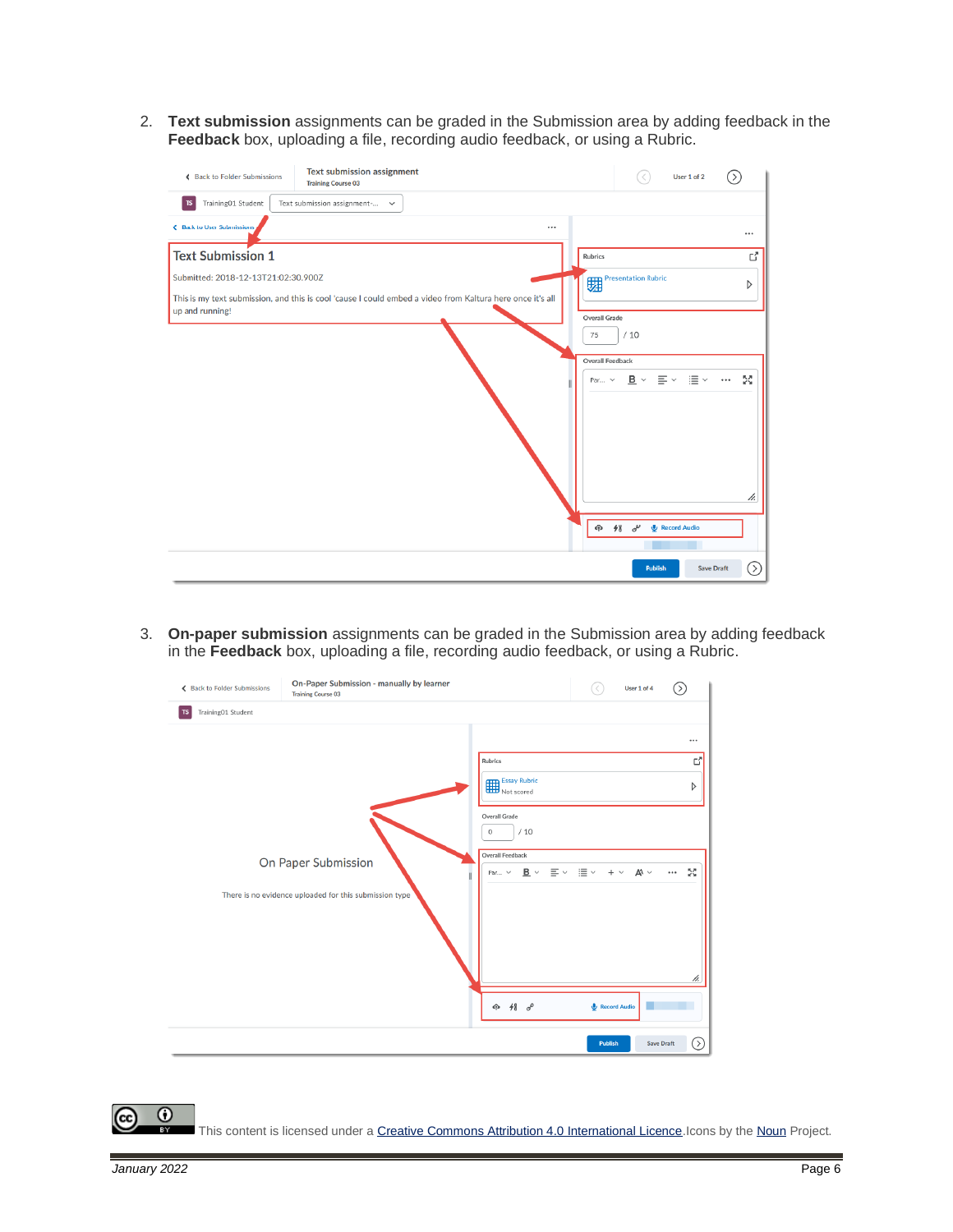2. **Text submission** assignments can be graded in the Submission area by adding feedback in the **Feedback** box, uploading a file, recording audio feedback, or using a Rubric.

3. **On-paper submission** assignments can be graded in the Submission area by adding feedback in the **Feedback** box, uploading a file, recording audio feedback, or using a Rubric.

This content is licensed under a Creative Commons Attribution 4.0 International Licence. Icons by the Noun Project.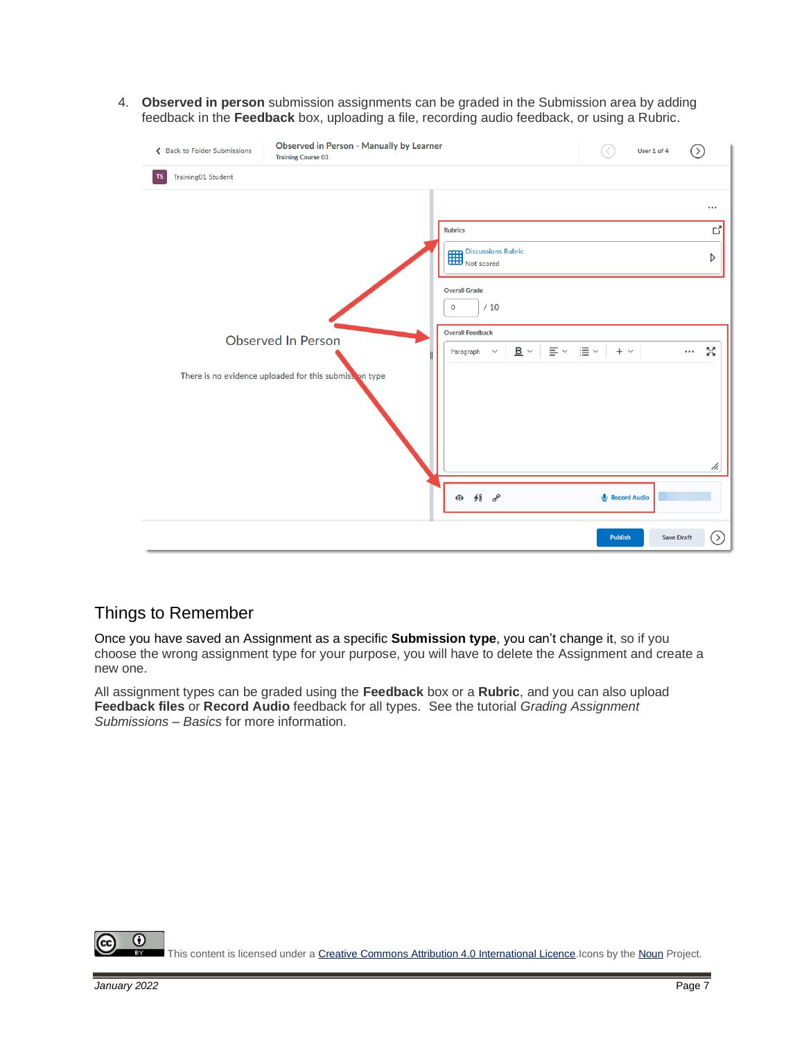4. **Observed in person** submission assignments can be graded in the Submission area by adding feedback in the **Feedback** box, uploading a file, recording audio feedback, or using a Rubric.

## Things to Remember

Once you have saved an Assignment as a specific **Submission type**, you can't change it, so if you choose the wrong assignment type for your purpose, you will have to delete the Assignment and create a new one.

All assignment types can be graded using the **Feedback** box or a **Rubric**, and you can also upload **Feedback files** or **Record Audio** feedback for all types. See the tutorial *Grading Assignment Submissions – Basics* for more information.

This content is licensed under a Creative Commons Attribution 4.0 International Licence. Icons by the Noun Project.

*January 2022*